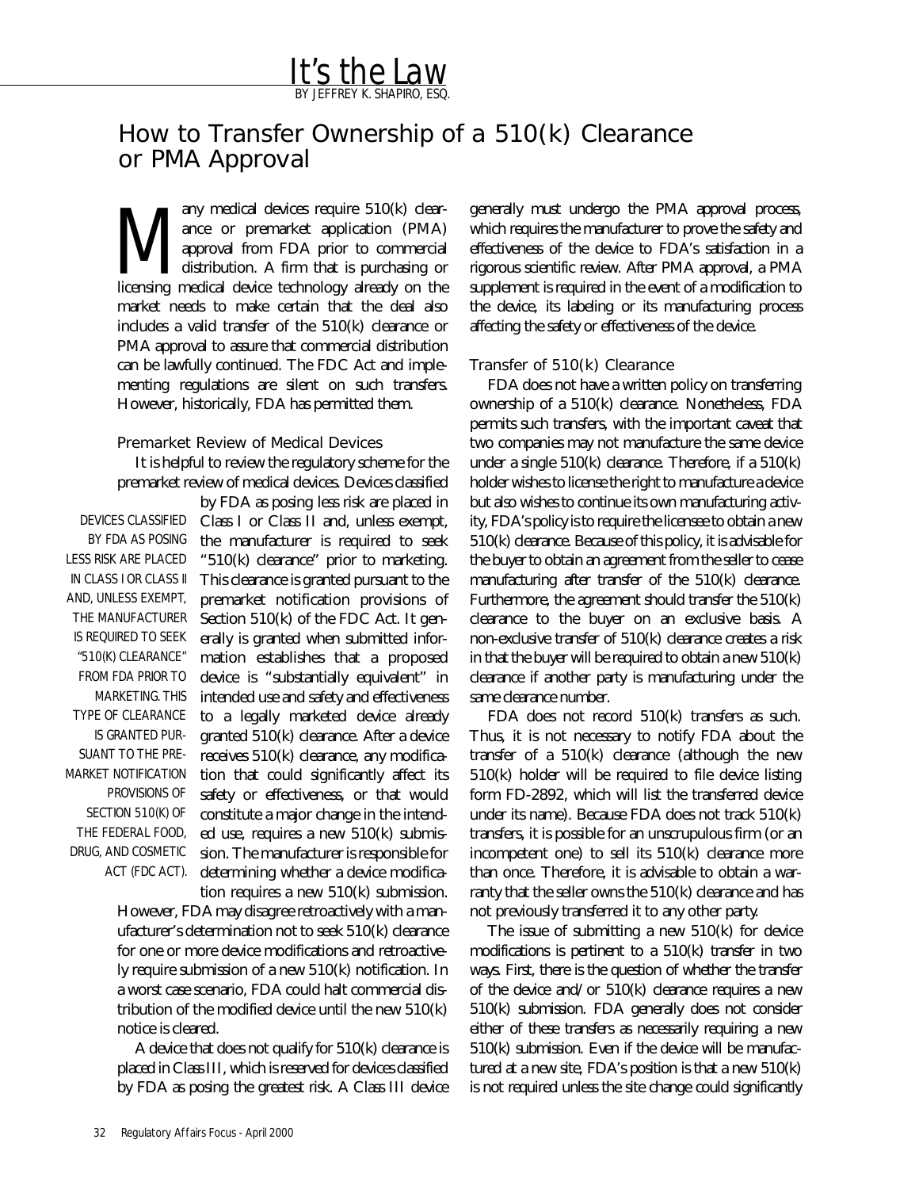# It's the Law

BY JEFFREY K. SHAPIRO, ESQ.

## How to Transfer Ownership of a 510(k) Clearance or PMA Approval

Many medical devices require 510(k) clearance or premarket application (PMA) approval from FDA prior to commercial distribution. A firm that is purchasing or licensing medical device technology already on the market needs to make certain that the deal also includes a valid transfer of the 510(k) clearance or PMA approval to assure that commercial distribution can be lawfully continued. The FDC Act and implementing regulations are silent on such transfers. However, historically, FDA has permitted them.

### Premarket Review of Medical Devices

It is helpful to review the regulatory scheme for the premarket review of medical devices. Devices classified by FDA as posing less risk are placed in Class I or Class II and, unless exempt, the manufacturer is required to seek "510(k) clearance" prior to marketing. This clearance is granted pursuant to the premarket notification provisions of Section 510(k) of the FDC Act. It generally is granted when submitted information establishes that a proposed device is "substantially equivalent" in intended use and safety and effectiveness to a legally marketed device already granted 510(k) clearance. After a device receives 510(k) clearance, any modification that could significantly affect its safety or effectiveness, or that would constitute a major change in the intended use, requires a new 510(k) submission. The manufacturer is responsible for determining whether a device modification requires a new 510(k) submission. However, FDA may disagree retroactively with a manufacturer's determination not to seek 510(k) clearance for one or more device modifications and retroactively require submission of a new 510(k) notification. In a worst case scenario, FDA could halt commercial distribution of the modified device until the new 510(k) notice is cleared.

DEVICES CLASSIFIED BY FDA AS POSING LESS RISK ARE PLACED IN CLASS I OR CLASS II AND, UNLESS EXEMPT, THE MANUFACTURER IS REQUIRED TO SEEK "510(K) CLEARANCE" FROM FDA PRIOR TO MARKETING. THIS TYPE OF CLEARANCE IS GRANTED PURSUANT TO THE PREMARKET NOTIFICATION PROVISIONS OF SECTION 510(K) OF THE FEDERAL FOOD, DRUG, AND COSMETIC ACT (FDC ACT).

A device that does not qualify for 510(k) clearance is placed in Class III, which is reserved for devices classified by FDA as posing the greatest risk. A Class III device generally must undergo the PMA approval process, which requires the manufacturer to prove the safety and effectiveness of the device to FDA's satisfaction in a rigorous scientific review. After PMA approval, a PMA supplement is required in the event of a modification to the device, its labeling or its manufacturing process affecting the safety or effectiveness of the device.

### Transfer of 510(k) Clearance

FDA does not have a written policy on transferring ownership of a 510(k) clearance. Nonetheless, FDA permits such transfers, with the important caveat that two companies may not manufacture the same device under a single 510(k) clearance. Therefore, if a 510(k) holder wishes to license the right to manufacture a device but also wishes to continue its own manufacturing activity, FDA's policy is to require the licensee to obtain a new 510(k) clearance. Because of this policy, it is advisable for the buyer to obtain an agreement from the seller to cease manufacturing after transfer of the 510(k) clearance. Furthermore, the agreement should transfer the 510(k) clearance to the buyer on an exclusive basis. A non-exclusive transfer of 510(k) clearance creates a risk in that the buyer will be required to obtain a new 510(k) clearance if another party is manufacturing under the same clearance number.

FDA does not record 510(k) transfers as such. Thus, it is not necessary to notify FDA about the transfer of a 510(k) clearance (although the new 510(k) holder will be required to file device listing form FD-2892, which will list the transferred device under its name). Because FDA does not track 510(k) transfers, it is possible for an unscrupulous firm (or an incompetent one) to sell its 510(k) clearance more than once. Therefore, it is advisable to obtain a warranty that the seller owns the 510(k) clearance and has not previously transferred it to any other party.

The issue of submitting a new 510(k) for device modifications is pertinent to a 510(k) transfer in two ways. First, there is the question of whether the transfer of the device and/or 510(k) clearance requires a new 510(k) submission. FDA generally does not consider either of these transfers as necessarily requiring a new 510(k) submission. Even if the device will be manufactured at a new site, FDA's position is that a new 510(k) is not required unless the site change could significantly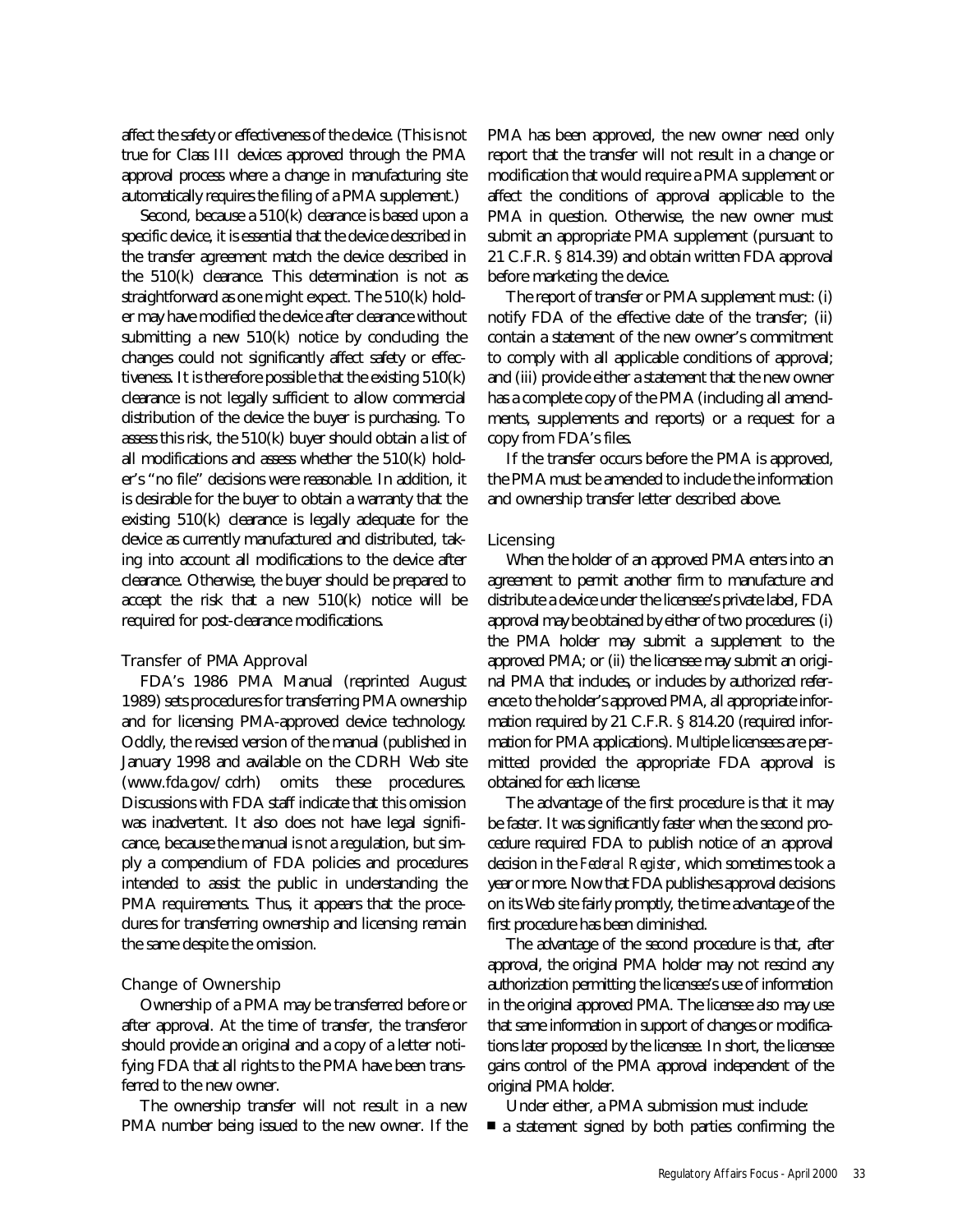affect the safety or effectiveness of the device. (This is not true for Class III devices approved through the PMA approval process where a change in manufacturing site automatically requires the filing of a PMA supplement.)

Second, because a 510(k) clearance is based upon a specific device, it is essential that the device described in the transfer agreement match the device described in the 510(k) clearance. This determination is not as straightforward as one might expect. The 510(k) holder may have modified the device after clearance without submitting a new 510(k) notice by concluding the changes could not significantly affect safety or effectiveness. It is therefore possible that the existing 510(k) clearance is not legally sufficient to allow commercial distribution of the device the buyer is purchasing. To assess this risk, the 510(k) buyer should obtain a list of all modifications and assess whether the 510(k) holder's "no file" decisions were reasonable. In addition, it is desirable for the buyer to obtain a warranty that the existing 510(k) clearance is legally adequate for the device as currently manufactured and distributed, taking into account all modifications to the device after clearance. Otherwise, the buyer should be prepared to accept the risk that a new 510(k) notice will be required for post-clearance modifications.

### Transfer of PMA Approval

FDA's 1986 PMA Manual (reprinted August 1989) sets procedures for transferring PMA ownership and for licensing PMA-approved device technology. Oddly, the revised version of the manual (published in January 1998 and available on the CDRH Web site (www.fda.gov/cdrh) omits these procedures. Discussions with FDA staff indicate that this omission was inadvertent. It also does not have legal significance, because the manual is not a regulation, but simply a compendium of FDA policies and procedures intended to assist the public in understanding the PMA requirements. Thus, it appears that the procedures for transferring ownership and licensing remain the same despite the omission.

### Change of Ownership

Ownership of a PMA may be transferred before or after approval. At the time of transfer, the transferor should provide an original and a copy of a letter notifying FDA that all rights to the PMA have been transferred to the new owner.

The ownership transfer will not result in a new PMA number being issued to the new owner. If the PMA has been approved, the new owner need only report that the transfer will not result in a change or modification that would require a PMA supplement or affect the conditions of approval applicable to the PMA in question. Otherwise, the new owner must submit an appropriate PMA supplement (pursuant to 21 C.F.R. § 814.39) and obtain written FDA approval before marketing the device.

The report of transfer or PMA supplement must: (i) notify FDA of the effective date of the transfer; (ii) contain a statement of the new owner's commitment to comply with all applicable conditions of approval; and (iii) provide either a statement that the new owner has a complete copy of the PMA (including all amendments, supplements and reports) or a request for a copy from FDA's files.

If the transfer occurs before the PMA is approved, the PMA must be amended to include the information and ownership transfer letter described above.

### Licensing

When the holder of an approved PMA enters into an agreement to permit another firm to manufacture and distribute a device under the licensee's private label, FDA approval may be obtained by either of two procedures: (i) the PMA holder may submit a supplement to the approved PMA; or (ii) the licensee may submit an original PMA that includes, or includes by authorized reference to the holder's approved PMA, all appropriate information required by 21 C.F.R. § 814.20 (required information for PMA applications). Multiple licensees are permitted provided the appropriate FDA approval is obtained for each license.

The advantage of the first procedure is that it may be faster. It was significantly faster when the second procedure required FDA to publish notice of an approval decision in the *Federal Register*, which sometimes took a year or more. Now that FDA publishes approval decisions on its Web site fairly promptly, the time advantage of the first procedure has been diminished.

The advantage of the second procedure is that, after approval, the original PMA holder may not rescind any authorization permitting the licensee's use of information in the original approved PMA. The licensee also may use that same information in support of changes or modifications later proposed by the licensee. In short, the licensee gains control of the PMA approval independent of the original PMA holder.

Under either, a PMA submission must include:

- a statement signed by both parties confirming the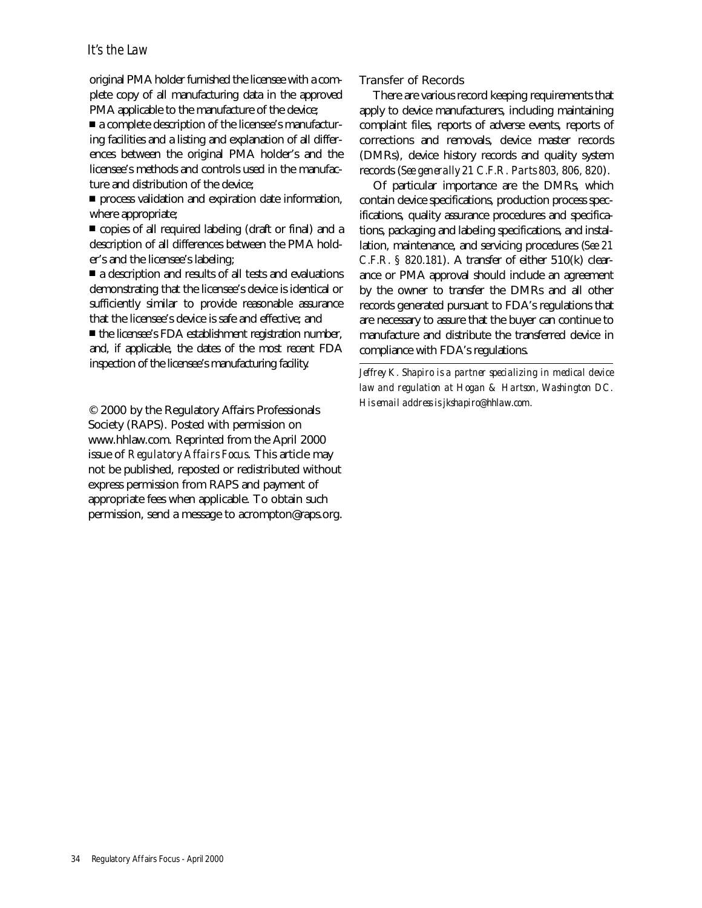original PMA holder furnished the licensee with a complete copy of all manufacturing data in the approved PMA applicable to the manufacture of the device;

- a complete description of the licensee's manufacturing facilities and a listing and explanation of all differences between the original PMA holder's and the licensee's methods and controls used in the manufacture and distribution of the device;
- process validation and expiration date information, where appropriate;
- copies of all required labeling (draft or final) and a description of all differences between the PMA holder's and the licensee's labeling;
- a description and results of all tests and evaluations demonstrating that the licensee's device is identical or sufficiently similar to provide reasonable assurance that the licensee's device is safe and effective; and
- the licensee's FDA establishment registration number, and, if applicable, the dates of the most recent FDA inspection of the licensee's manufacturing facility.

© 2000 by the Regulatory Affairs Professionals Society (RAPS). Posted with permission on www.hhlaw.com. Reprinted from the April 2000 issue of *Regulatory Affairs Focus*. This article may not be published, reposted or redistributed without express permission from RAPS and payment of appropriate fees when applicable. To obtain such permission, send a message to acrompton@raps.org.

### Transfer of Records

There are various record keeping requirements that apply to device manufacturers, including maintaining complaint files, reports of adverse events, reports of corrections and removals, device master records (DMRs), device history records and quality system records (*See generally 21 C.F.R. Parts 803, 806, 820*).

Of particular importance are the DMRs, which contain device specifications, production process specifications, quality assurance procedures and specifications, packaging and labeling specifications, and installation, maintenance, and servicing procedures (*See 21 C.F.R. § 820.181*). A transfer of either 510(k) clearance or PMA approval should include an agreement by the owner to transfer the DMRs and all other records generated pursuant to FDA's regulations that are necessary to assure that the buyer can continue to manufacture and distribute the transferred device in compliance with FDA's regulations.

---

*Jeffrey K. Shapiro is a partner specializing in medical device law and regulation at Hogan & Hartson, Washington DC. His email address is jkshapiro@hhlaw.com.*